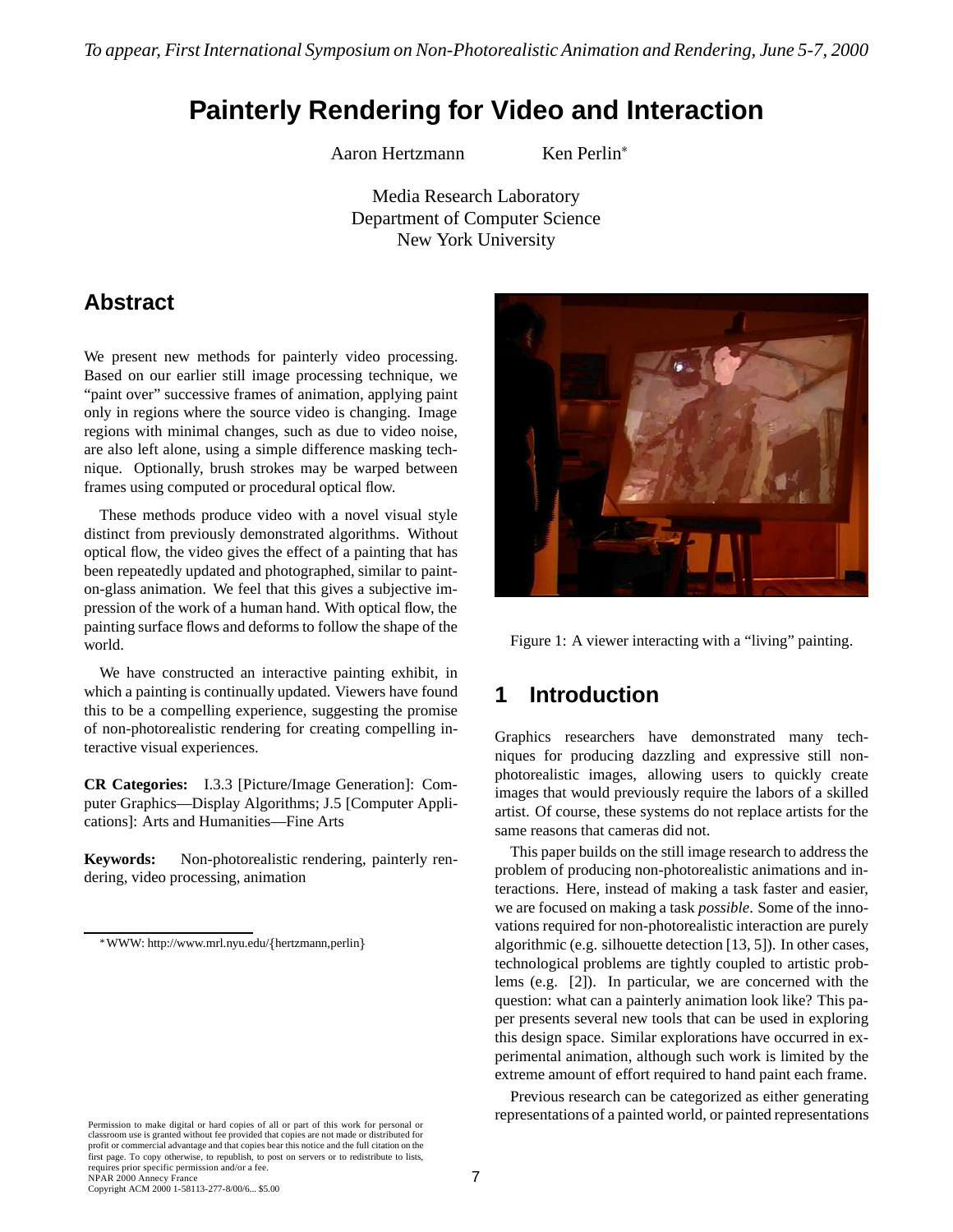*To appear, First International Symposium on Non-Photorealistic Animation and Rendering, June 5-7, 2000*

# Painterly Rendering for Video and Interaction

Aaron Hertzmann Ken Perlin*

Media Research Laboratory
Department of Computer Science
New York University

## Abstract

We present new methods for painterly video processing. Based on our earlier still image processing technique, we "paint over" successive frames of animation, applying paint only in regions where the source video is changing. Image regions with minimal changes, such as due to video noise, are also left alone, using a simple difference masking technique. Optionally, brush strokes may be warped between frames using computed or procedural optical flow.

These methods produce video with a novel visual style distinct from previously demonstrated algorithms. Without optical flow, the video gives the effect of a painting that has been repeatedly updated and photographed, similar to paint-on-glass animation. We feel that this gives a subjective impression of the work of a human hand. With optical flow, the painting surface flows and deforms to follow the shape of the world.

We have constructed an interactive painting exhibit, in which a painting is continually updated. Viewers have found this to be a compelling experience, suggesting the promise of non-photorealistic rendering for creating compelling interactive visual experiences.

**CR Categories:** I.3.3 [Picture/Image Generation]: Computer Graphics—Display Algorithms; J.5 [Computer Applications]: Arts and Humanities—Fine Arts

**Keywords:** Non-photorealistic rendering, painterly rendering, video processing, animation

*WWW: http://www.mrl.nyu.edu/{hertzmann,perlin}

Figure 1: A viewer interacting with a "living" painting.

## 1 Introduction

Graphics researchers have demonstrated many techniques for producing dazzling and expressive still non-photorealistic images, allowing users to quickly create images that would previously require the labors of a skilled artist. Of course, these systems do not replace artists for the same reasons that cameras did not.

This paper builds on the still image research to address the problem of producing non-photorealistic animations and interactions. Here, instead of making a task faster and easier, we are focused on making a task *possible*. Some of the innovations required for non-photorealistic interaction are purely algorithmic (e.g. silhouette detection [13, 5]). In other cases, technological problems are tightly coupled to artistic problems (e.g. [2]). In particular, we are concerned with the question: what can a painterly animation look like? This paper presents several new tools that can be used in exploring this design space. Similar explorations have occurred in experimental animation, although such work is limited by the extreme amount of effort required to hand paint each frame.

Previous research can be categorized as either generating representations of a painted world, or painted representations

Permission to make digital or hard copies of all or part of this work for personal or classroom use is granted without fee provided that copies are not made or distributed for profit or commercial advantage and that copies bear this notice and the full citation on the first page. To copy otherwise, to republish, to post on servers or to redistribute to lists, requires prior specific permission and/or a fee.
NPAR 2000 Annecy France
Copyright ACM 2000 1-58113-277-8/00/6... $5.00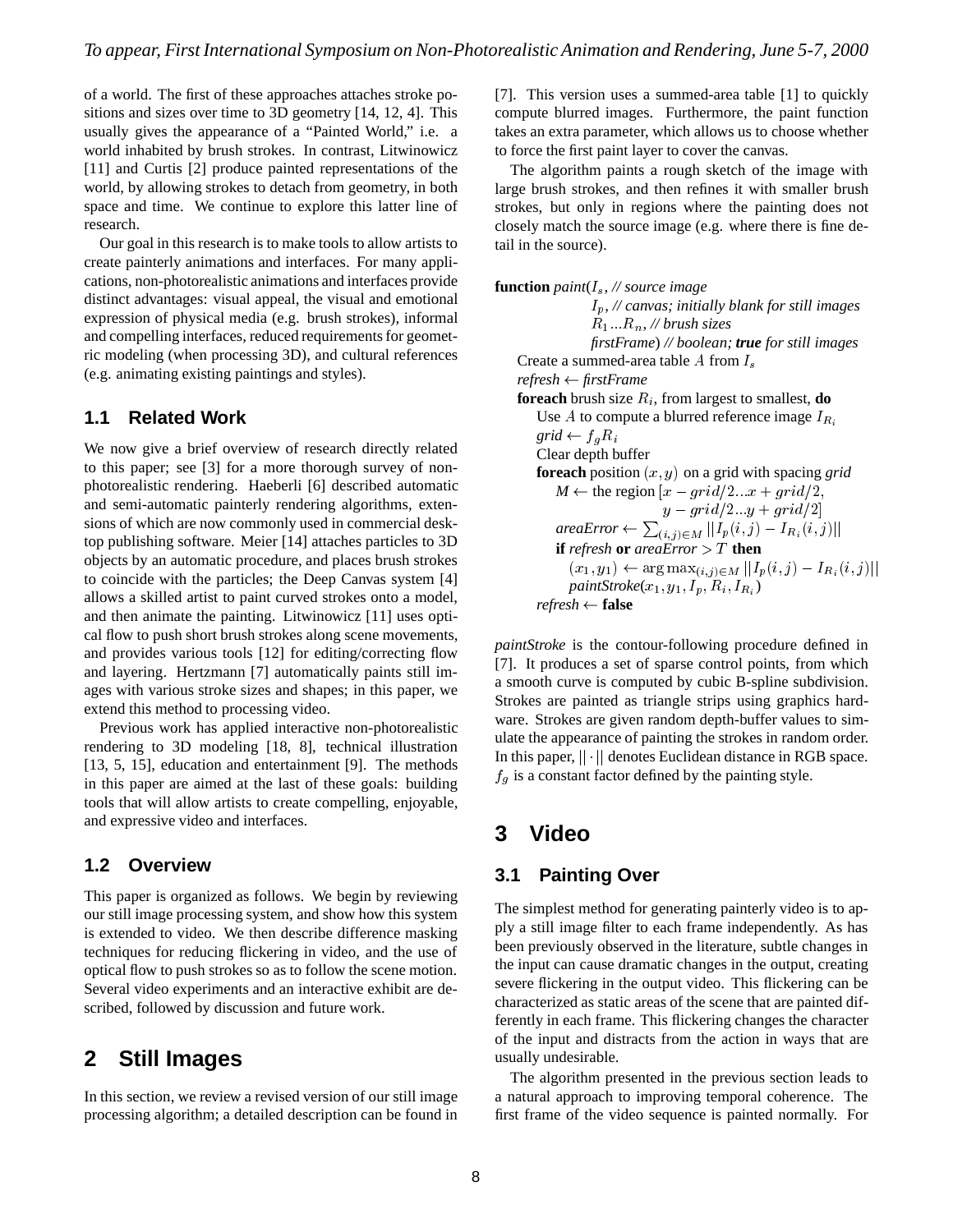of a world. The first of these approaches attaches stroke positions and sizes over time to 3D geometry [14, 12, 4]. This usually gives the appearance of a "Painted World," i.e. a world inhabited by brush strokes. In contrast, Litwinowicz [11] and Curtis [2] produce painted representations of the world, by allowing strokes to detach from geometry, in both space and time. We continue to explore this latter line of research.

Our goal in this research is to make tools to allow artists to create painterly animations and interfaces. For many applications, non-photorealistic animations and interfaces provide distinct advantages: visual appeal, the visual and emotional expression of physical media (e.g. brush strokes), informal and compelling interfaces, reduced requirements for geometric modeling (when processing 3D), and cultural references (e.g. animating existing paintings and styles).

## 1.1 Related Work

We now give a brief overview of research directly related to this paper; see [3] for a more thorough survey of non-photorealistic rendering. Haeberli [6] described automatic and semi-automatic painterly rendering algorithms, extensions of which are now commonly used in commercial desktop publishing software. Meier [14] attaches particles to 3D objects by an automatic procedure, and places brush strokes to coincide with the particles; the Deep Canvas system [4] allows a skilled artist to paint curved strokes onto a model, and then animate the painting. Litwinowicz [11] uses optical flow to push short brush strokes along scene movements, and provides various tools [12] for editing/correcting flow and layering. Hertzmann [7] automatically paints still images with various stroke sizes and shapes; in this paper, we extend this method to processing video.

Previous work has applied interactive non-photorealistic rendering to 3D modeling [18, 8], technical illustration [13, 5, 15], education and entertainment [9]. The methods in this paper are aimed at the last of these goals: building tools that will allow artists to create compelling, enjoyable, and expressive video and interfaces.

## 1.2 Overview

This paper is organized as follows. We begin by reviewing our still image processing system, and show how this system is extended to video. We then describe difference masking techniques for reducing flickering in video, and the use of optical flow to push strokes so as to follow the scene motion. Several video experiments and an interactive exhibit are described, followed by discussion and future work.

# 2 Still Images

In this section, we review a revised version of our still image processing algorithm; a detailed description can be found in [7]. This version uses a summed-area table [1] to quickly compute blurred images. Furthermore, the paint function takes an extra parameter, which allows us to choose whether to force the first paint layer to cover the canvas.

The algorithm paints a rough sketch of the image with large brush strokes, and then refines it with smaller brush strokes, but only in regions where the painting does not closely match the source image (e.g. where there is fine detail in the source).

**function** *paint*($I_s$, *// source image*
&nbsp;&nbsp;&nbsp;&nbsp;$I_p$, *// canvas; initially blank for still images*
&nbsp;&nbsp;&nbsp;&nbsp;$R_1 ... R_n$, *// brush sizes*
&nbsp;&nbsp;&nbsp;&nbsp;*firstFrame*) *// boolean;* ***true*** *for still images*
&nbsp;&nbsp;Create a summed-area table $A$ from $I_s$
&nbsp;&nbsp;*refresh* ← *firstFrame*
&nbsp;&nbsp;**foreach** brush size $R_i$, from largest to smallest, **do**
&nbsp;&nbsp;&nbsp;&nbsp;Use $A$ to compute a blurred reference image $I_{R_i}$
&nbsp;&nbsp;&nbsp;&nbsp;*grid* ← $f_g R_i$
&nbsp;&nbsp;&nbsp;&nbsp;Clear depth buffer
&nbsp;&nbsp;&nbsp;&nbsp;**foreach** position $(x, y)$ on a grid with spacing *grid*
&nbsp;&nbsp;&nbsp;&nbsp;&nbsp;&nbsp;*M* ← the region $[x - grid/2 ... x + grid/2,$
&nbsp;&nbsp;&nbsp;&nbsp;&nbsp;&nbsp;&nbsp;&nbsp;&nbsp;&nbsp;$y - grid/2 ... y + grid/2]$
&nbsp;&nbsp;&nbsp;&nbsp;&nbsp;&nbsp;*areaError* ← $\sum_{(i,j) \in M} ||I_p(i,j) - I_{R_i}(i,j)||$
&nbsp;&nbsp;&nbsp;&nbsp;&nbsp;&nbsp;**if** *refresh* **or** *areaError* $> T$ **then**
&nbsp;&nbsp;&nbsp;&nbsp;&nbsp;&nbsp;&nbsp;&nbsp;$(x_1, y_1) \leftarrow \arg\max_{(i,j) \in M} ||I_p(i,j) - I_{R_i}(i,j)||$
&nbsp;&nbsp;&nbsp;&nbsp;&nbsp;&nbsp;&nbsp;&nbsp;*paintStroke*($x_1, y_1, I_p, R_i, I_{R_i}$)
&nbsp;&nbsp;&nbsp;&nbsp;*refresh* ← **false**

*paintStroke* is the contour-following procedure defined in [7]. It produces a set of sparse control points, from which a smooth curve is computed by cubic B-spline subdivision. Strokes are painted as triangle strips using graphics hardware. Strokes are given random depth-buffer values to simulate the appearance of painting the strokes in random order. In this paper, $||\cdot||$ denotes Euclidean distance in RGB space. $f_g$ is a constant factor defined by the painting style.

# 3 Video

## 3.1 Painting Over

The simplest method for generating painterly video is to apply a still image filter to each frame independently. As has been previously observed in the literature, subtle changes in the input can cause dramatic changes in the output, creating severe flickering in the output video. This flickering can be characterized as static areas of the scene that are painted differently in each frame. This flickering changes the character of the input and distracts from the action in ways that are usually undesirable.

The algorithm presented in the previous section leads to a natural approach to improving temporal coherence. The first frame of the video sequence is painted normally. For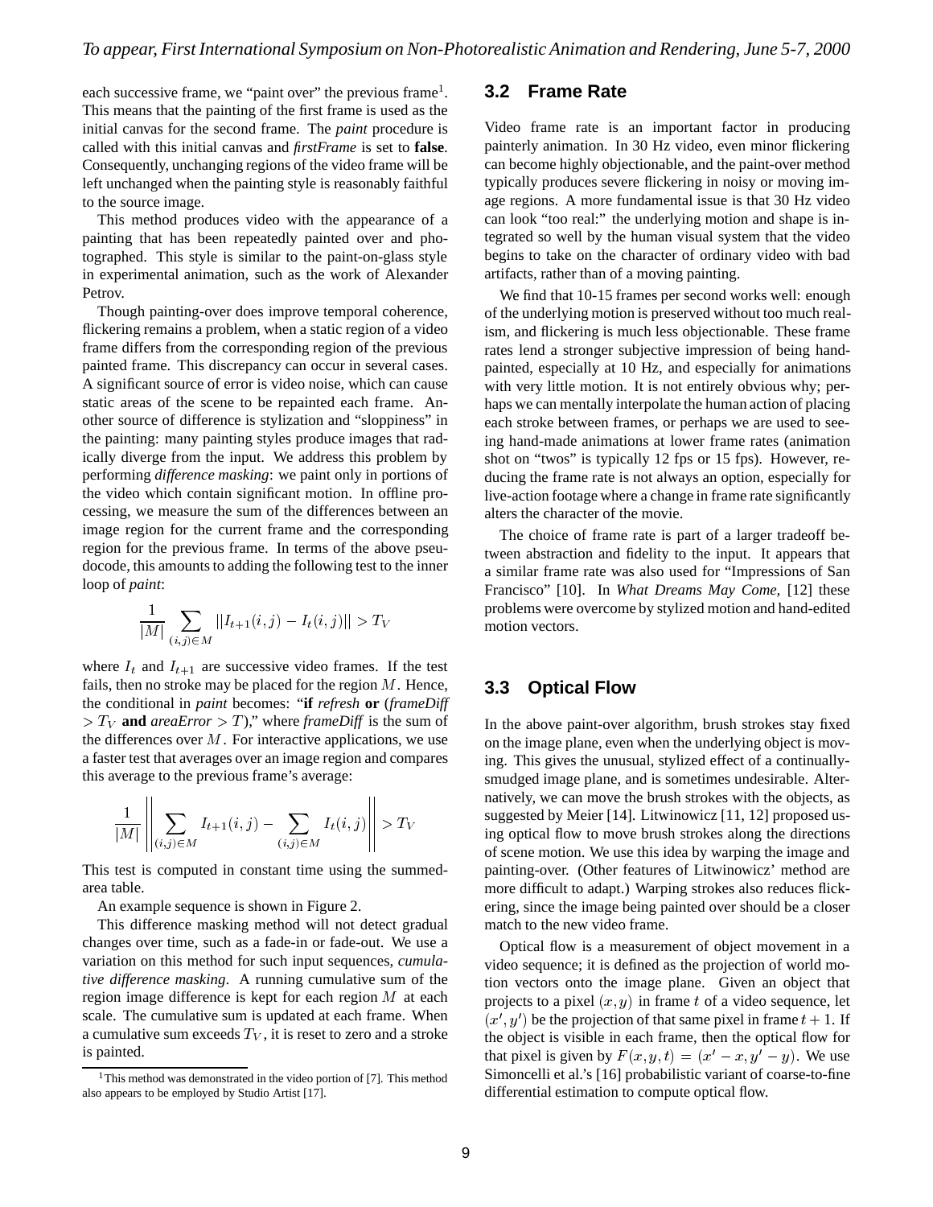each successive frame, we "paint over" the previous frame[1]. This means that the painting of the first frame is used as the initial canvas for the second frame. The *paint* procedure is called with this initial canvas and *firstFrame* is set to **false**. Consequently, unchanging regions of the video frame will be left unchanged when the painting style is reasonably faithful to the source image.

This method produces video with the appearance of a painting that has been repeatedly painted over and photographed. This style is similar to the paint-on-glass style in experimental animation, such as the work of Alexander Petrov.

Though painting-over does improve temporal coherence, flickering remains a problem, when a static region of a video frame differs from the corresponding region of the previous painted frame. This discrepancy can occur in several cases. A significant source of error is video noise, which can cause static areas of the scene to be repainted each frame. Another source of difference is stylization and "sloppiness" in the painting: many painting styles produce images that radically diverge from the input. We address this problem by performing *difference masking*: we paint only in portions of the video which contain significant motion. In offline processing, we measure the sum of the differences between an image region for the current frame and the corresponding region for the previous frame. In terms of the above pseudocode, this amounts to adding the following test to the inner loop of *paint*:

$$\frac{1}{|M|}\sum_{(i,j)\in M}||I_{t+1}(i,j) - I_t(i,j)|| > T_V$$

where $I_t$ and $I_{t+1}$ are successive video frames. If the test fails, then no stroke may be placed for the region $M$. Hence, the conditional in *paint* becomes: "**if** *refresh* **or** (*frameDiff* $> T_V$ **and** *areaError* $> T$)," where *frameDiff* is the sum of the differences over $M$. For interactive applications, we use a faster test that averages over an image region and compares this average to the previous frame's average:

$$\frac{1}{|M|}\left\|\sum_{(i,j)\in M}I_{t+1}(i,j) - \sum_{(i,j)\in M}I_t(i,j)\right\| > T_V$$

This test is computed in constant time using the summed-area table.

An example sequence is shown in Figure 2.

This difference masking method will not detect gradual changes over time, such as a fade-in or fade-out. We use a variation on this method for such input sequences, *cumulative difference masking*. A running cumulative sum of the region image difference is kept for each region $M$ at each scale. The cumulative sum is updated at each frame. When a cumulative sum exceeds $T_V$, it is reset to zero and a stroke is painted.

[1] This method was demonstrated in the video portion of [7]. This method also appears to be employed by Studio Artist [17].

### 3.2 Frame Rate

Video frame rate is an important factor in producing painterly animation. In 30 Hz video, even minor flickering can become highly objectionable, and the paint-over method typically produces severe flickering in noisy or moving image regions. A more fundamental issue is that 30 Hz video can look "too real:" the underlying motion and shape is integrated so well by the human visual system that the video begins to take on the character of ordinary video with bad artifacts, rather than of a moving painting.

We find that 10-15 frames per second works well: enough of the underlying motion is preserved without too much realism, and flickering is much less objectionable. These frame rates lend a stronger subjective impression of being hand-painted, especially at 10 Hz, and especially for animations with very little motion. It is not entirely obvious why; perhaps we can mentally interpolate the human action of placing each stroke between frames, or perhaps we are used to seeing hand-made animations at lower frame rates (animation shot on "twos" is typically 12 fps or 15 fps). However, reducing the frame rate is not always an option, especially for live-action footage where a change in frame rate significantly alters the character of the movie.

The choice of frame rate is part of a larger tradeoff between abstraction and fidelity to the input. It appears that a similar frame rate was also used for "Impressions of San Francisco" [10]. In *What Dreams May Come*, [12] these problems were overcome by stylized motion and hand-edited motion vectors.

### 3.3 Optical Flow

In the above paint-over algorithm, brush strokes stay fixed on the image plane, even when the underlying object is moving. This gives the unusual, stylized effect of a continually-smudged image plane, and is sometimes undesirable. Alternatively, we can move the brush strokes with the objects, as suggested by Meier [14]. Litwinowicz [11, 12] proposed using optical flow to move brush strokes along the directions of scene motion. We use this idea by warping the image and painting-over. (Other features of Litwinowicz' method are more difficult to adapt.) Warping strokes also reduces flickering, since the image being painted over should be a closer match to the new video frame.

Optical flow is a measurement of object movement in a video sequence; it is defined as the projection of world motion vectors onto the image plane. Given an object that projects to a pixel $(x, y)$ in frame $t$ of a video sequence, let $(x', y')$ be the projection of that same pixel in frame $t + 1$. If the object is visible in each frame, then the optical flow for that pixel is given by $F(x, y, t) = (x' - x, y' - y)$. We use Simoncelli et al.'s [16] probabilistic variant of coarse-to-fine differential estimation to compute optical flow.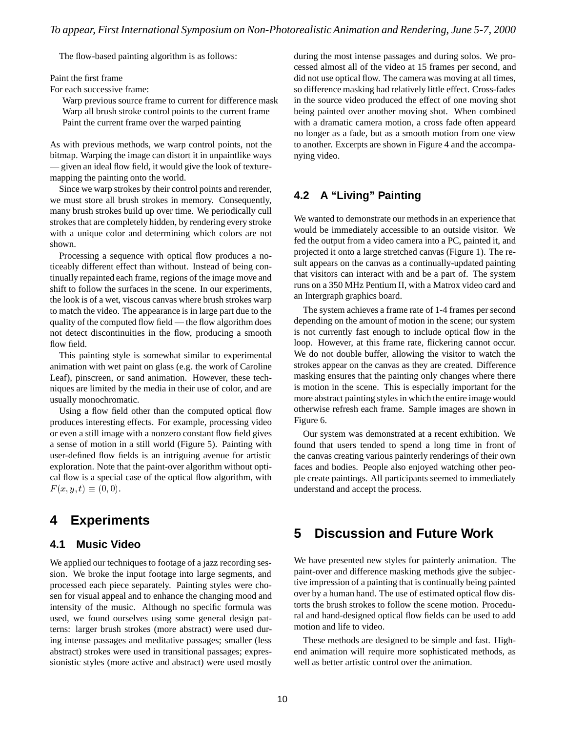The flow-based painting algorithm is as follows:

Paint the first frame
For each successive frame:
  Warp previous source frame to current for difference mask
  Warp all brush stroke control points to the current frame
  Paint the current frame over the warped painting

As with previous methods, we warp control points, not the bitmap. Warping the image can distort it in unpaintlike ways — given an ideal flow field, it would give the look of texture-mapping the painting onto the world.

Since we warp strokes by their control points and rerender, we must store all brush strokes in memory. Consequently, many brush strokes build up over time. We periodically cull strokes that are completely hidden, by rendering every stroke with a unique color and determining which colors are not shown.

Processing a sequence with optical flow produces a noticeably different effect than without. Instead of being continually repainted each frame, regions of the image move and shift to follow the surfaces in the scene. In our experiments, the look is of a wet, viscous canvas where brush strokes warp to match the video. The appearance is in large part due to the quality of the computed flow field — the flow algorithm does not detect discontinuities in the flow, producing a smooth flow field.

This painting style is somewhat similar to experimental animation with wet paint on glass (e.g. the work of Caroline Leaf), pinscreen, or sand animation. However, these techniques are limited by the media in their use of color, and are usually monochromatic.

Using a flow field other than the computed optical flow produces interesting effects. For example, processing video or even a still image with a nonzero constant flow field gives a sense of motion in a still world (Figure 5). Painting with user-defined flow fields is an intriguing avenue for artistic exploration. Note that the paint-over algorithm without optical flow is a special case of the optical flow algorithm, with $F(x, y, t) \equiv (0, 0)$.

# 4 Experiments

## 4.1 Music Video

We applied our techniques to footage of a jazz recording session. We broke the input footage into large segments, and processed each piece separately. Painting styles were chosen for visual appeal and to enhance the changing mood and intensity of the music. Although no specific formula was used, we found ourselves using some general design patterns: larger brush strokes (more abstract) were used during intense passages and meditative passages; smaller (less abstract) strokes were used in transitional passages; expressionistic styles (more active and abstract) were used mostly during the most intense passages and during solos. We processed almost all of the video at 15 frames per second, and did not use optical flow. The camera was moving at all times, so difference masking had relatively little effect. Cross-fades in the source video produced the effect of one moving shot being painted over another moving shot. When combined with a dramatic camera motion, a cross fade often appeard no longer as a fade, but as a smooth motion from one view to another. Excerpts are shown in Figure 4 and the accompanying video.

## 4.2 A "Living" Painting

We wanted to demonstrate our methods in an experience that would be immediately accessible to an outside visitor. We fed the output from a video camera into a PC, painted it, and projected it onto a large stretched canvas (Figure 1). The result appears on the canvas as a continually-updated painting that visitors can interact with and be a part of. The system runs on a 350 MHz Pentium II, with a Matrox video card and an Intergraph graphics board.

The system achieves a frame rate of 1-4 frames per second depending on the amount of motion in the scene; our system is not currently fast enough to include optical flow in the loop. However, at this frame rate, flickering cannot occur. We do not double buffer, allowing the visitor to watch the strokes appear on the canvas as they are created. Difference masking ensures that the painting only changes where there is motion in the scene. This is especially important for the more abstract painting styles in which the entire image would otherwise refresh each frame. Sample images are shown in Figure 6.

Our system was demonstrated at a recent exhibition. We found that users tended to spend a long time in front of the canvas creating various painterly renderings of their own faces and bodies. People also enjoyed watching other people create paintings. All participants seemed to immediately understand and accept the process.

# 5 Discussion and Future Work

We have presented new styles for painterly animation. The paint-over and difference masking methods give the subjective impression of a painting that is continually being painted over by a human hand. The use of estimated optical flow distorts the brush strokes to follow the scene motion. Procedural and hand-designed optical flow fields can be used to add motion and life to video.

These methods are designed to be simple and fast. High-end animation will require more sophisticated methods, as well as better artistic control over the animation.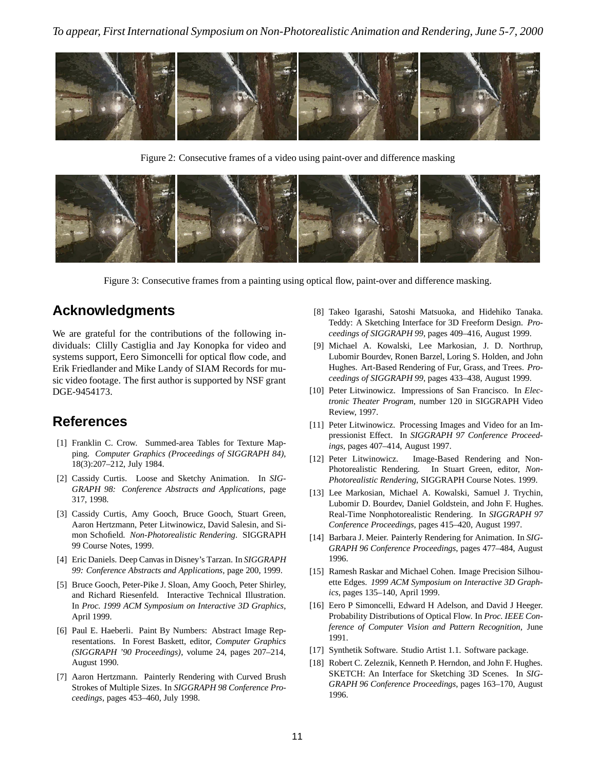Figure 2: Consecutive frames of a video using paint-over and difference masking

Figure 3: Consecutive frames from a painting using optical flow, paint-over and difference masking.

## Acknowledgments

We are grateful for the contributions of the following individuals: Clilly Castiglia and Jay Konopka for video and systems support, Eero Simoncelli for optical flow code, and Erik Friedlander and Mike Landy of SIAM Records for music video footage. The first author is supported by NSF grant DGE-9454173.

## References

[1] Franklin C. Crow. Summed-area Tables for Texture Mapping. *Computer Graphics (Proceedings of SIGGRAPH 84)*, 18(3):207–212, July 1984.

[2] Cassidy Curtis. Loose and Sketchy Animation. In *SIGGRAPH 98: Conference Abstracts and Applications*, page 317, 1998.

[3] Cassidy Curtis, Amy Gooch, Bruce Gooch, Stuart Green, Aaron Hertzmann, Peter Litwinowicz, David Salesin, and Simon Schofield. *Non-Photorealistic Rendering*. SIGGRAPH 99 Course Notes, 1999.

[4] Eric Daniels. Deep Canvas in Disney's Tarzan. In *SIGGRAPH 99: Conference Abstracts and Applications*, page 200, 1999.

[5] Bruce Gooch, Peter-Pike J. Sloan, Amy Gooch, Peter Shirley, and Richard Riesenfeld. Interactive Technical Illustration. In *Proc. 1999 ACM Symposium on Interactive 3D Graphics*, April 1999.

[6] Paul E. Haeberli. Paint By Numbers: Abstract Image Representations. In Forest Baskett, editor, *Computer Graphics (SIGGRAPH '90 Proceedings)*, volume 24, pages 207–214, August 1990.

[7] Aaron Hertzmann. Painterly Rendering with Curved Brush Strokes of Multiple Sizes. In *SIGGRAPH 98 Conference Proceedings*, pages 453–460, July 1998.

[8] Takeo Igarashi, Satoshi Matsuoka, and Hidehiko Tanaka. Teddy: A Sketching Interface for 3D Freeform Design. *Proceedings of SIGGRAPH 99*, pages 409–416, August 1999.

[9] Michael A. Kowalski, Lee Markosian, J. D. Northrup, Lubomir Bourdev, Ronen Barzel, Loring S. Holden, and John Hughes. Art-Based Rendering of Fur, Grass, and Trees. *Proceedings of SIGGRAPH 99*, pages 433–438, August 1999.

[10] Peter Litwinowicz. Impressions of San Francisco. In *Electronic Theater Program*, number 120 in SIGGRAPH Video Review, 1997.

[11] Peter Litwinowicz. Processing Images and Video for an Impressionist Effect. In *SIGGRAPH 97 Conference Proceedings*, pages 407–414, August 1997.

[12] Peter Litwinowicz. Image-Based Rendering and Non-Photorealistic Rendering. In Stuart Green, editor, *Non-Photorealistic Rendering*, SIGGRAPH Course Notes. 1999.

[13] Lee Markosian, Michael A. Kowalski, Samuel J. Trychin, Lubomir D. Bourdev, Daniel Goldstein, and John F. Hughes. Real-Time Nonphotorealistic Rendering. In *SIGGRAPH 97 Conference Proceedings*, pages 415–420, August 1997.

[14] Barbara J. Meier. Painterly Rendering for Animation. In *SIGGRAPH 96 Conference Proceedings*, pages 477–484, August 1996.

[15] Ramesh Raskar and Michael Cohen. Image Precision Silhouette Edges. *1999 ACM Symposium on Interactive 3D Graphics*, pages 135–140, April 1999.

[16] Eero P Simoncelli, Edward H Adelson, and David J Heeger. Probability Distributions of Optical Flow. In *Proc. IEEE Conference of Computer Vision and Pattern Recognition*, June 1991.

[17] Synthetik Software. Studio Artist 1.1. Software package.

[18] Robert C. Zeleznik, Kenneth P. Herndon, and John F. Hughes. SKETCH: An Interface for Sketching 3D Scenes. In *SIGGRAPH 96 Conference Proceedings*, pages 163–170, August 1996.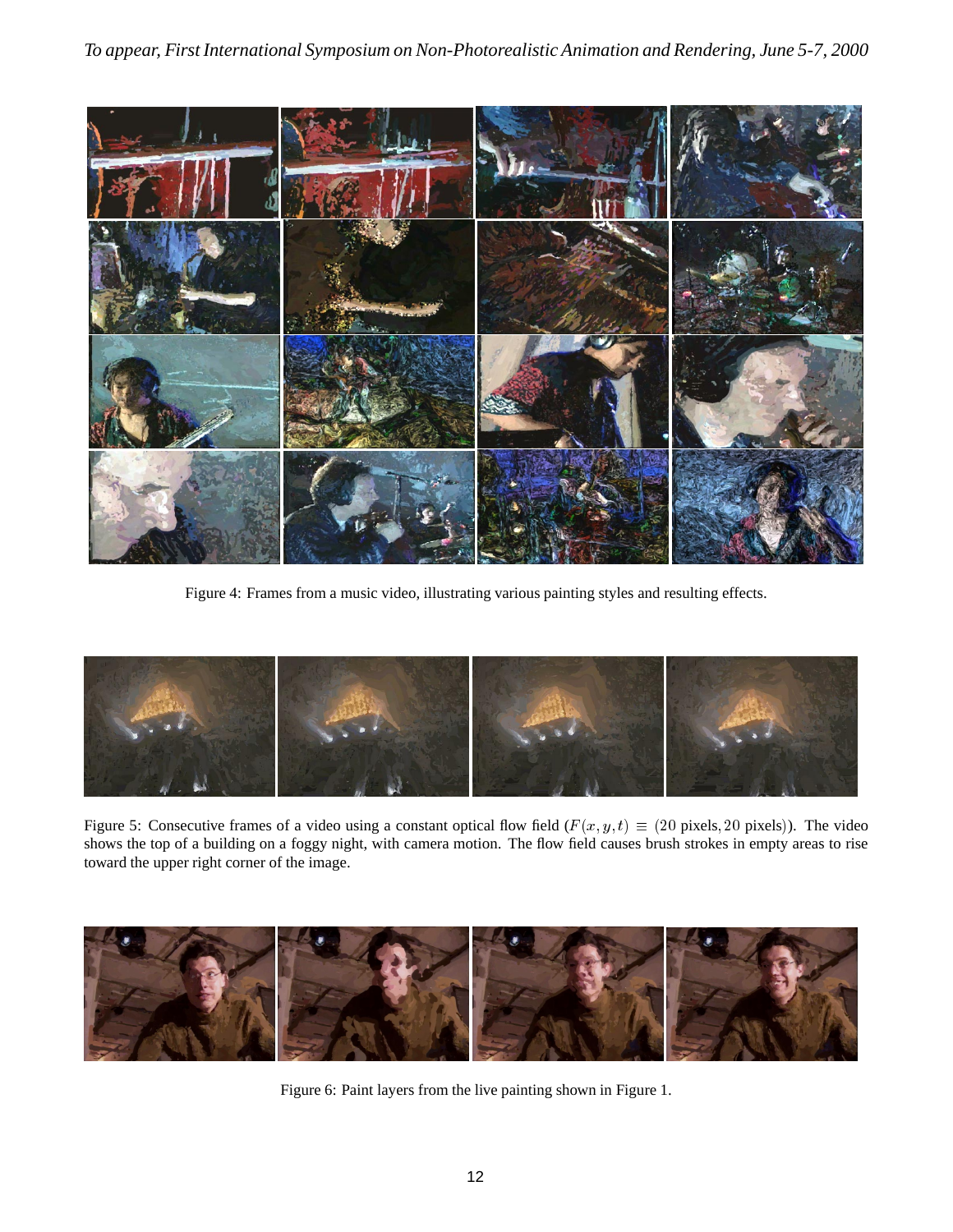Figure 4: Frames from a music video, illustrating various painting styles and resulting effects.

Figure 5: Consecutive frames of a video using a constant optical flow field ($F(x, y, t) \equiv (20 \text{ pixels}, 20 \text{ pixels})$). The video shows the top of a building on a foggy night, with camera motion. The flow field causes brush strokes in empty areas to rise toward the upper right corner of the image.

Figure 6: Paint layers from the live painting shown in Figure 1.